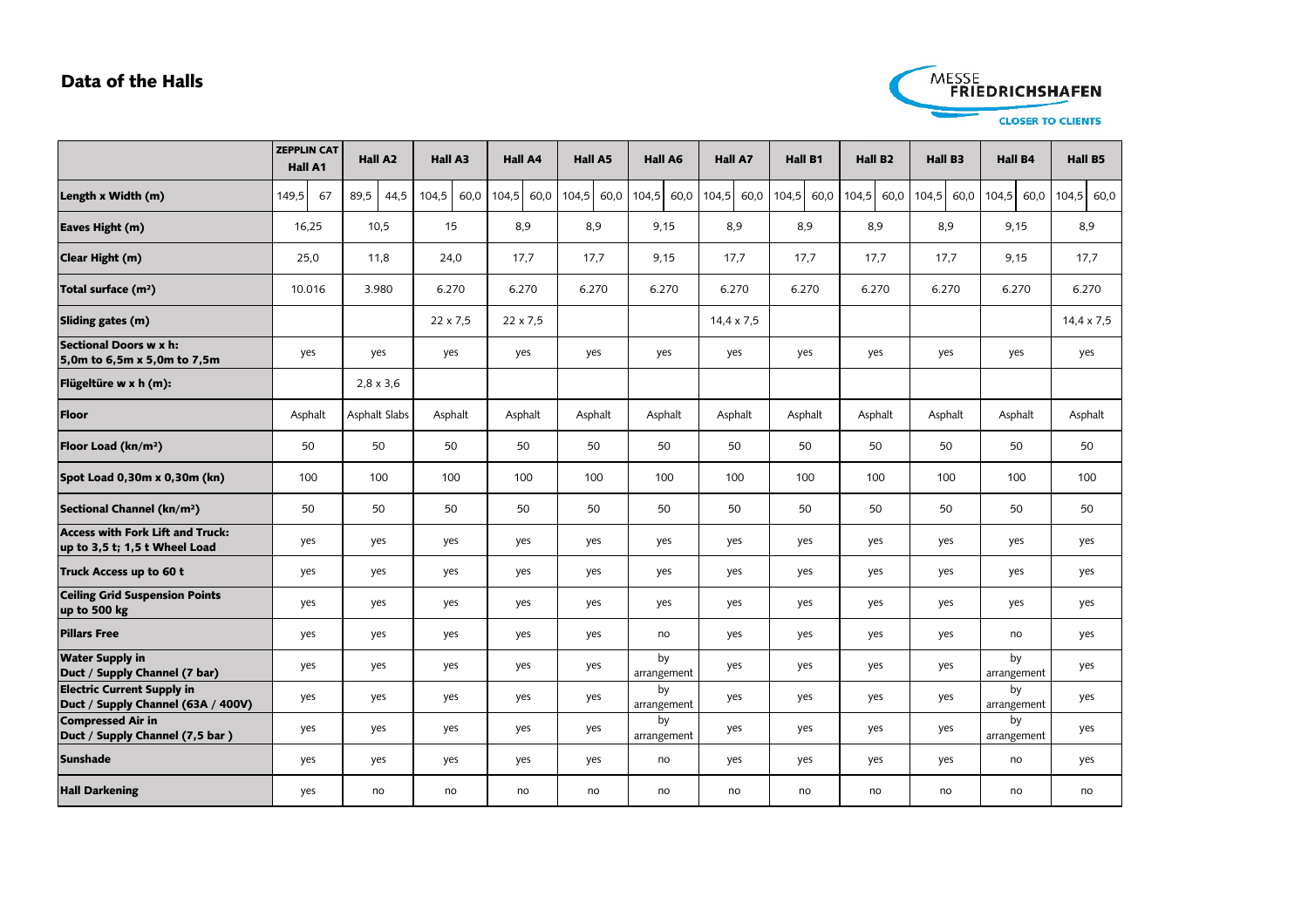## Data of the Halls

| | ZEPPLIN CAT Hall A1 | Hall A2 | Hall A3 | Hall A4 | Hall A5 | Hall A6 | Hall A7 | Hall B1 | Hall B2 | Hall B3 | Hall B4 | Hall B5 |
|---|---|---|---|---|---|---|---|---|---|---|---|---|
| **Length x Width (m)** | 149,5 / 67 | 89,5 / 44,5 | 104,5 / 60,0 | 104,5 / 60,0 | 104,5 / 60,0 | 104,5 / 60,0 | 104,5 / 60,0 | 104,5 / 60,0 | 104,5 / 60,0 | 104,5 / 60,0 | 104,5 / 60,0 | 104,5 / 60,0 |
| **Eaves Hight (m)** | 16,25 | 10,5 | 15 | 8,9 | 8,9 | 9,15 | 8,9 | 8,9 | 8,9 | 8,9 | 9,15 | 8,9 |
| **Clear Hight (m)** | 25,0 | 11,8 | 24,0 | 17,7 | 17,7 | 9,15 | 17,7 | 17,7 | 17,7 | 17,7 | 9,15 | 17,7 |
| **Total surface (m²)** | 10.016 | 3.980 | 6.270 | 6.270 | 6.270 | 6.270 | 6.270 | 6.270 | 6.270 | 6.270 | 6.270 | 6.270 |
| **Sliding gates (m)** | | | 22 x 7,5 | 22 x 7,5 | | | 14,4 x 7,5 | | | | | 14,4 x 7,5 |
| **Sectional Doors w x h: 5,0m to 6,5m x 5,0m to 7,5m** | yes | yes | yes | yes | yes | yes | yes | yes | yes | yes | yes | yes |
| **Flügeltüre w x h (m):** | | 2,8 x 3,6 | | | | | | | | | | |
| **Floor** | Asphalt | Asphalt Slabs | Asphalt | Asphalt | Asphalt | Asphalt | Asphalt | Asphalt | Asphalt | Asphalt | Asphalt | Asphalt |
| **Floor Load (kn/m²)** | 50 | 50 | 50 | 50 | 50 | 50 | 50 | 50 | 50 | 50 | 50 | 50 |
| **Spot Load 0,30m x 0,30m (kn)** | 100 | 100 | 100 | 100 | 100 | 100 | 100 | 100 | 100 | 100 | 100 | 100 |
| **Sectional Channel (kn/m²)** | 50 | 50 | 50 | 50 | 50 | 50 | 50 | 50 | 50 | 50 | 50 | 50 |
| **Access with Fork Lift and Truck: up to 3,5 t; 1,5 t Wheel Load** | yes | yes | yes | yes | yes | yes | yes | yes | yes | yes | yes | yes |
| **Truck Access up to 60 t** | yes | yes | yes | yes | yes | yes | yes | yes | yes | yes | yes | yes |
| **Ceiling Grid Suspension Points up to 500 kg** | yes | yes | yes | yes | yes | yes | yes | yes | yes | yes | yes | yes |
| **Pillars Free** | yes | yes | yes | yes | yes | no | yes | yes | yes | yes | no | yes |
| **Water Supply in Duct / Supply Channel (7 bar)** | yes | yes | yes | yes | yes | by arrangement | yes | yes | yes | yes | by arrangement | yes |
| **Electric Current Supply in Duct / Supply Channel (63A / 400V)** | yes | yes | yes | yes | yes | by arrangement | yes | yes | yes | yes | by arrangement | yes |
| **Compressed Air in Duct / Supply Channel (7,5 bar )** | yes | yes | yes | yes | yes | by arrangement | yes | yes | yes | yes | by arrangement | yes |
| **Sunshade** | yes | yes | yes | yes | yes | no | yes | yes | yes | yes | no | yes |
| **Hall Darkening** | yes | no | no | no | no | no | no | no | no | no | no | no |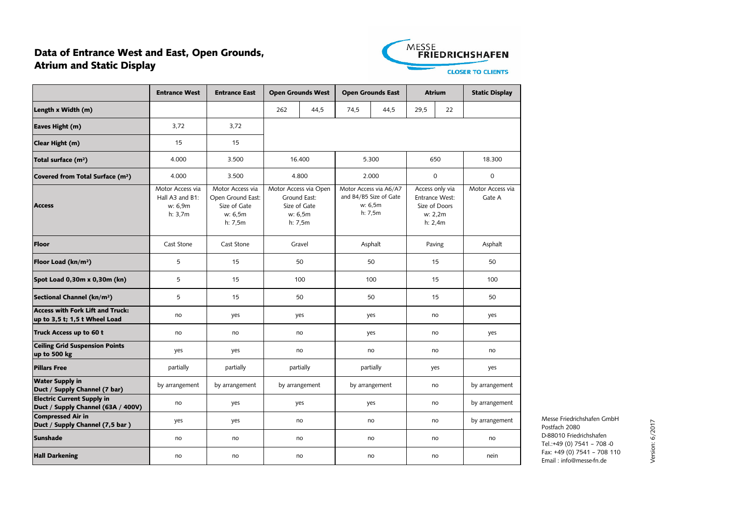## Data of Entrance West and East, Open Grounds, Atrium and Static Display

MESSE FRIEDRICHSHAFEN
CLOSER TO CLIENTS

| | Entrance West | Entrance East | Open Grounds West | | Open Grounds East | | Atrium | | Static Display |
|---|---|---|---|---|---|---|---|---|---|
| **Length x Width (m)** | | | 262 | 44,5 | 74,5 | 44,5 | 29,5 | 22 | |
| **Eaves Hight (m)** | 3,72 | 3,72 | | | | | | | |
| **Clear Hight (m)** | 15 | 15 | | | | | | | |
| **Total surface (m²)** | 4.000 | 3.500 | 16.400 | | 5.300 | | 650 | | 18.300 |
| **Covered from Total Surface (m²)** | 4.000 | 3.500 | 4.800 | | 2.000 | | 0 | | 0 |
| **Access** | Motor Access via Hall A3 and B1: w: 6,9m h: 3,7m | Motor Access via Open Ground East: Size of Gate w: 6,5m h: 7,5m | Motor Access via Open Ground East: Size of Gate w: 6,5m h: 7,5m | | Motor Access via A6/A7 and B4/B5 Size of Gate w: 6,5m h: 7,5m | | Access only via Entrance West: Size of Doors w: 2,2m h: 2,4m | | Motor Access via Gate A |
| **Floor** | Cast Stone | Cast Stone | Gravel | | Asphalt | | Paving | | Asphalt |
| **Floor Load (kn/m²)** | 5 | 15 | 50 | | 50 | | 15 | | 50 |
| **Spot Load 0,30m x 0,30m (kn)** | 5 | 15 | 100 | | 100 | | 15 | | 100 |
| **Sectional Channel (kn/m²)** | 5 | 15 | 50 | | 50 | | 15 | | 50 |
| **Access with Fork Lift and Truck: up to 3,5 t; 1,5 t Wheel Load** | no | yes | yes | | yes | | no | | yes |
| **Truck Access up to 60 t** | no | no | no | | yes | | no | | yes |
| **Ceiling Grid Suspension Points up to 500 kg** | yes | yes | no | | no | | no | | no |
| **Pillars Free** | partially | partially | partially | | partially | | yes | | yes |
| **Water Supply in Duct / Supply Channel (7 bar)** | by arrangement | by arrangement | by arrangement | | by arrangement | | no | | by arrangement |
| **Electric Current Supply in Duct / Supply Channel (63A / 400V)** | no | yes | yes | | yes | | no | | by arrangement |
| **Compressed Air in Duct / Supply Channel (7,5 bar )** | yes | yes | no | | no | | no | | by arrangement |
| **Sunshade** | no | no | no | | no | | no | | no |
| **Hall Darkening** | no | no | no | | no | | no | | nein |

Messe Friedrichshafen GmbH
Postfach 2080
D-88010 Friedrichshafen
Tel.:+49 (0) 7541 – 708 -0
Fax: +49 (0) 7541 – 708 110
Email : info@messe-fn.de

Version: 6/2017